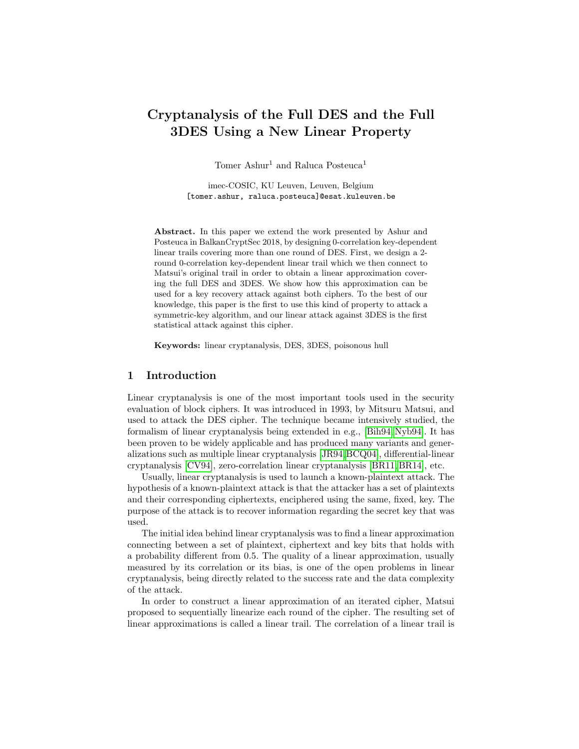# Cryptanalysis of the Full DES and the Full 3DES Using a New Linear Property

Tomer Ashur[1] and Raluca Posteuca[1]

[1] imec-COSIC, KU Leuven, Leuven, Belgium
[tomer.ashur, raluca.posteuca]@esat.kuleuven.be

**Abstract.** In this paper we extend the work presented by Ashur and Posteuca in BalkanCryptSec 2018, by designing 0-correlation key-dependent linear trails covering more than one round of DES. First, we design a 2-round 0-correlation key-dependent linear trail which we then connect to Matsui's original trail in order to obtain a linear approximation covering the full DES and 3DES. We show how this approximation can be used for a key recovery attack against both ciphers. To the best of our knowledge, this paper is the first to use this kind of property to attack a symmetric-key algorithm, and our linear attack against 3DES is the first statistical attack against this cipher.

**Keywords:** linear cryptanalysis, DES, 3DES, poisonous hull

## 1 Introduction

Linear cryptanalysis is one of the most important tools used in the security evaluation of block ciphers. It was introduced in 1993, by Mitsuru Matsui, and used to attack the DES cipher. The technique became intensively studied, the formalism of linear cryptanalysis being extended in e.g., [Bih94,Nyb94]. It has been proven to be widely applicable and has produced many variants and generalizations such as multiple linear cryptanalysis [JR94,BCQ04], differential-linear cryptanalysis [CV94], zero-correlation linear cryptanalysis [BR11,BR14], etc.

Usually, linear cryptanalysis is used to launch a known-plaintext attack. The hypothesis of a known-plaintext attack is that the attacker has a set of plaintexts and their corresponding ciphertexts, enciphered using the same, fixed, key. The purpose of the attack is to recover information regarding the secret key that was used.

The initial idea behind linear cryptanalysis was to find a linear approximation connecting between a set of plaintext, ciphertext and key bits that holds with a probability different from 0.5. The quality of a linear approximation, usually measured by its correlation or its bias, is one of the open problems in linear cryptanalysis, being directly related to the success rate and the data complexity of the attack.

In order to construct a linear approximation of an iterated cipher, Matsui proposed to sequentially linearize each round of the cipher. The resulting set of linear approximations is called a linear trail. The correlation of a linear trail is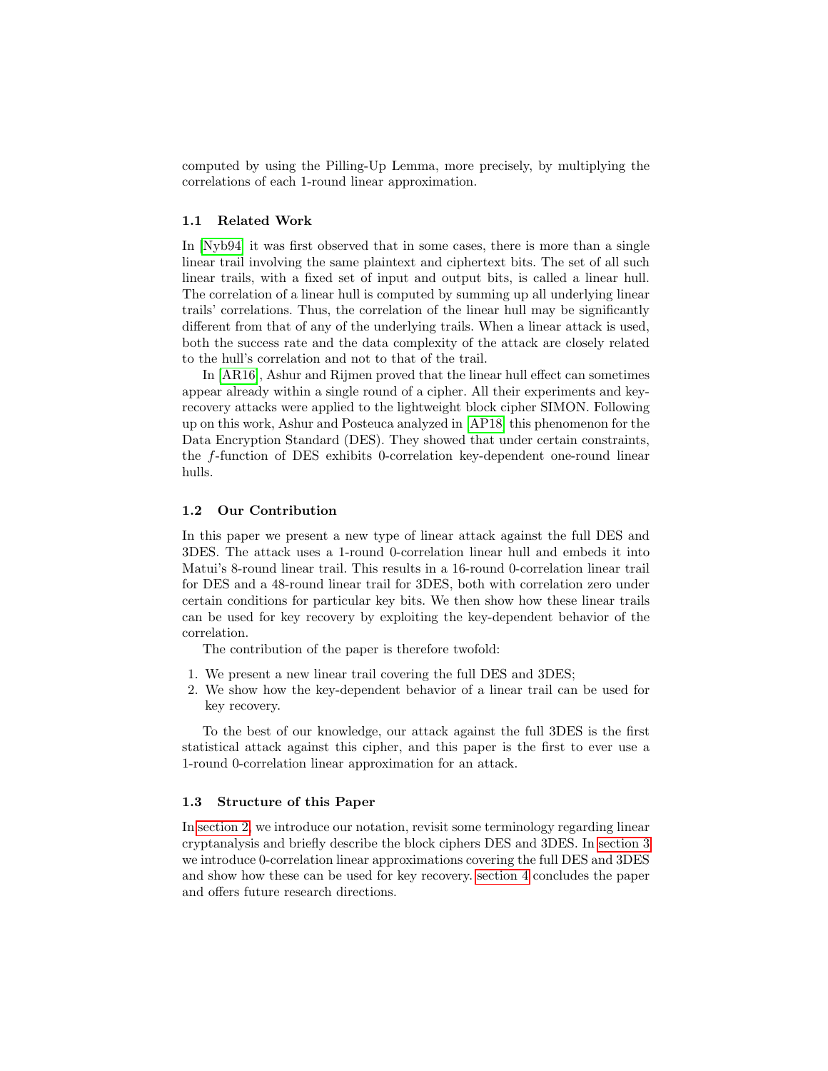computed by using the Pilling-Up Lemma, more precisely, by multiplying the correlations of each 1-round linear approximation.

### 1.1 Related Work

In [Nyb94] it was first observed that in some cases, there is more than a single linear trail involving the same plaintext and ciphertext bits. The set of all such linear trails, with a fixed set of input and output bits, is called a linear hull. The correlation of a linear hull is computed by summing up all underlying linear trails' correlations. Thus, the correlation of the linear hull may be significantly different from that of any of the underlying trails. When a linear attack is used, both the success rate and the data complexity of the attack are closely related to the hull's correlation and not to that of the trail.

In [AR16], Ashur and Rijmen proved that the linear hull effect can sometimes appear already within a single round of a cipher. All their experiments and key-recovery attacks were applied to the lightweight block cipher SIMON. Following up on this work, Ashur and Posteuca analyzed in [AP18] this phenomenon for the Data Encryption Standard (DES). They showed that under certain constraints, the $f$-function of DES exhibits 0-correlation key-dependent one-round linear hulls.

### 1.2 Our Contribution

In this paper we present a new type of linear attack against the full DES and 3DES. The attack uses a 1-round 0-correlation linear hull and embeds it into Matui's 8-round linear trail. This results in a 16-round 0-correlation linear trail for DES and a 48-round linear trail for 3DES, both with correlation zero under certain conditions for particular key bits. We then show how these linear trails can be used for key recovery by exploiting the key-dependent behavior of the correlation.

The contribution of the paper is therefore twofold:

1. We present a new linear trail covering the full DES and 3DES;
2. We show how the key-dependent behavior of a linear trail can be used for key recovery.

To the best of our knowledge, our attack against the full 3DES is the first statistical attack against this cipher, and this paper is the first to ever use a 1-round 0-correlation linear approximation for an attack.

### 1.3 Structure of this Paper

In section 2, we introduce our notation, revisit some terminology regarding linear cryptanalysis and briefly describe the block ciphers DES and 3DES. In section 3 we introduce 0-correlation linear approximations covering the full DES and 3DES and show how these can be used for key recovery. section 4 concludes the paper and offers future research directions.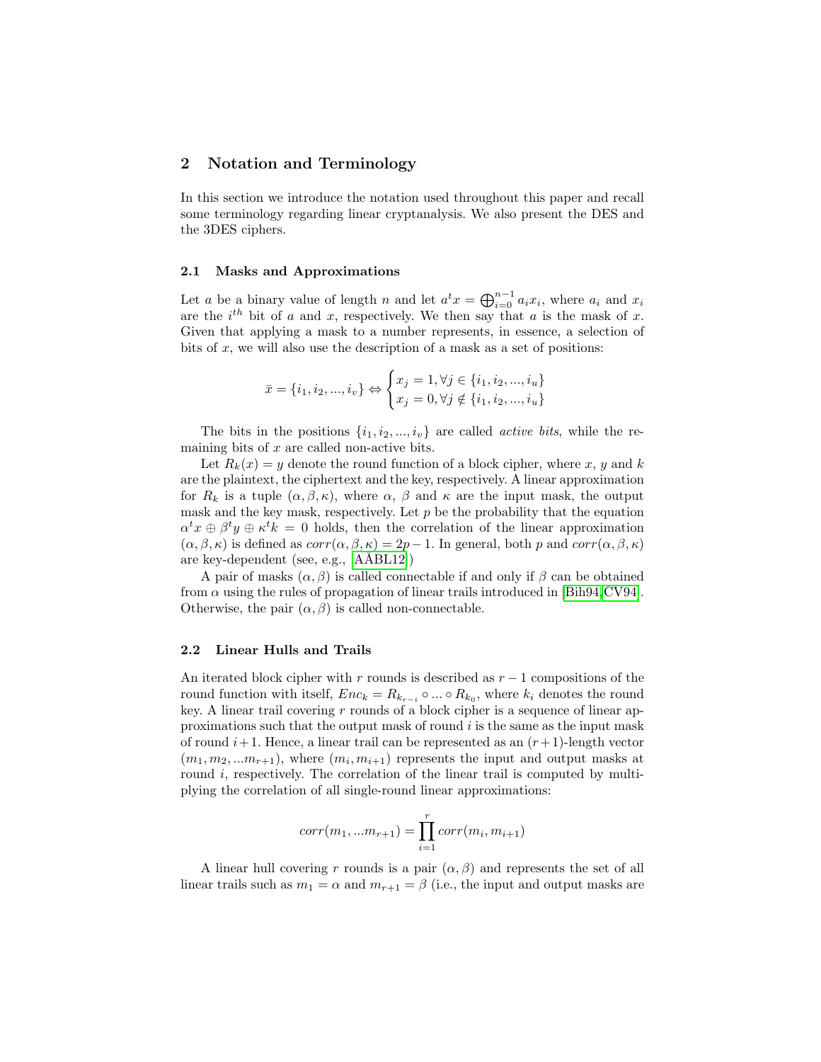## 2 Notation and Terminology

In this section we introduce the notation used throughout this paper and recall some terminology regarding linear cryptanalysis. We also present the DES and the 3DES ciphers.

### 2.1 Masks and Approximations

Let $a$ be a binary value of length $n$ and let $a^t x = \bigoplus_{i=0}^{n-1} a_i x_i$, where $a_i$ and $x_i$ are the $i^{th}$ bit of $a$ and $x$, respectively. We then say that $a$ is the mask of $x$. Given that applying a mask to a number represents, in essence, a selection of bits of $x$, we will also use the description of a mask as a set of positions:

$$\bar{x} = \{i_1, i_2, ..., i_v\} \Leftrightarrow \begin{cases} x_j = 1, \forall j \in \{i_1, i_2, ..., i_u\} \\ x_j = 0, \forall j \notin \{i_1, i_2, ..., i_u\} \end{cases}$$

The bits in the positions $\{i_1, i_2, ..., i_v\}$ are called *active bits*, while the remaining bits of $x$ are called non-active bits.

Let $R_k(x) = y$ denote the round function of a block cipher, where $x$, $y$ and $k$ are the plaintext, the ciphertext and the key, respectively. A linear approximation for $R_k$ is a tuple $(\alpha, \beta, \kappa)$, where $\alpha$, $\beta$ and $\kappa$ are the input mask, the output mask and the key mask, respectively. Let $p$ be the probability that the equation $\alpha^t x \oplus \beta^t y \oplus \kappa^t k = 0$ holds, then the correlation of the linear approximation $(\alpha, \beta, \kappa)$ is defined as $corr(\alpha, \beta, \kappa) = 2p - 1$. In general, both $p$ and $corr(\alpha, \beta, \kappa)$ are key-dependent (see, e.g., [ÅBL12])

A pair of masks $(\alpha, \beta)$ is called connectable if and only if $\beta$ can be obtained from $\alpha$ using the rules of propagation of linear trails introduced in [Bih94,CV94]. Otherwise, the pair $(\alpha, \beta)$ is called non-connectable.

### 2.2 Linear Hulls and Trails

An iterated block cipher with $r$ rounds is described as $r - 1$ compositions of the round function with itself, $Enc_k = R_{k_{r-i}} \circ ... \circ R_{k_0}$, where $k_i$ denotes the round key. A linear trail covering $r$ rounds of a block cipher is a sequence of linear approximations such that the output mask of round $i$ is the same as the input mask of round $i+1$. Hence, a linear trail can be represented as an $(r+1)$-length vector $(m_1, m_2, ...m_{r+1})$, where $(m_i, m_{i+1})$ represents the input and output masks at round $i$, respectively. The correlation of the linear trail is computed by multiplying the correlation of all single-round linear approximations:

$$corr(m_1, ...m_{r+1}) = \prod_{i=1}^{r} corr(m_i, m_{i+1})$$

A linear hull covering $r$ rounds is a pair $(\alpha, \beta)$ and represents the set of all linear trails such as $m_1 = \alpha$ and $m_{r+1} = \beta$ (i.e., the input and output masks are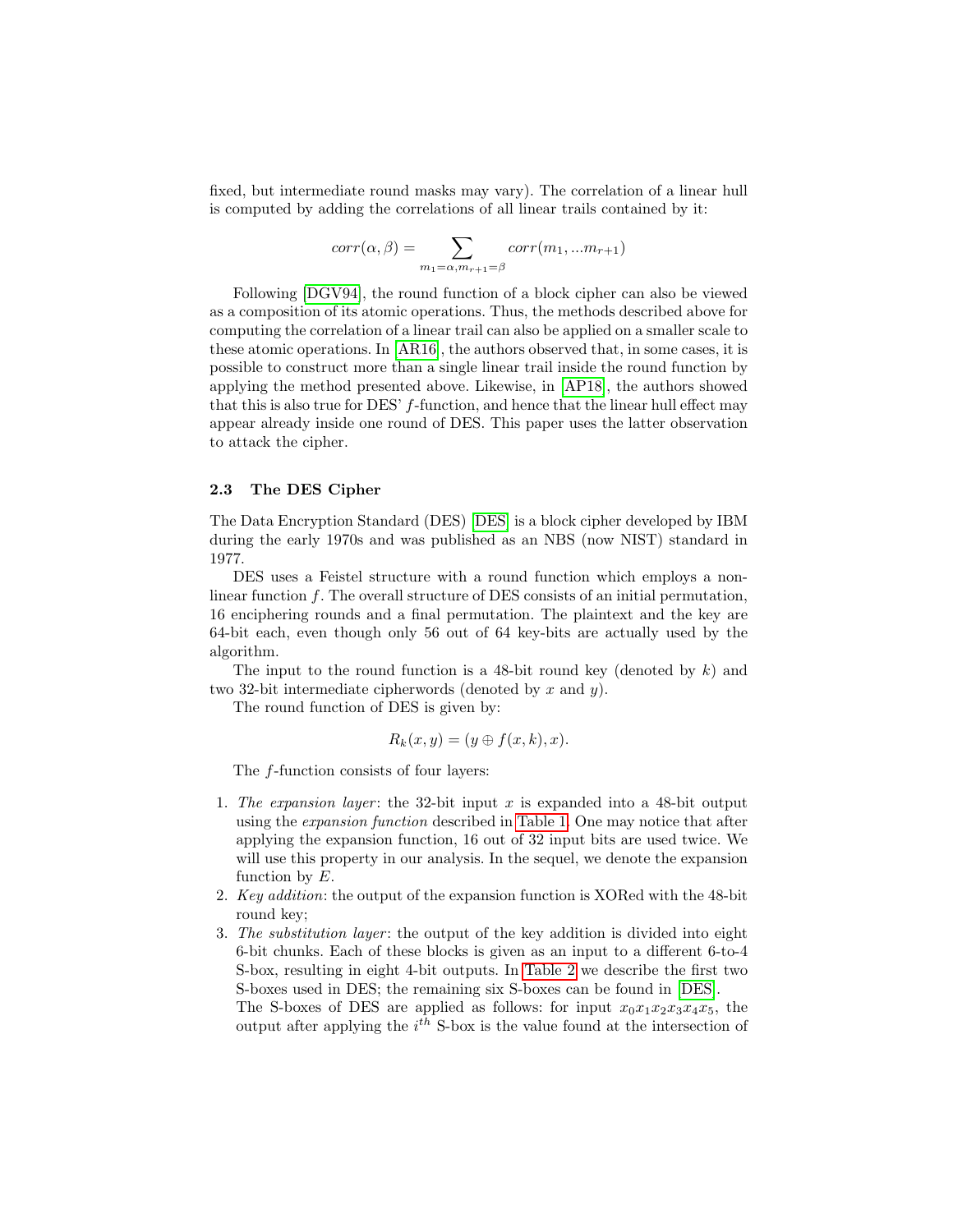fixed, but intermediate round masks may vary). The correlation of a linear hull is computed by adding the correlations of all linear trails contained by it:

$$corr(\alpha, \beta) = \sum_{m_1=\alpha, m_{r+1}=\beta} corr(m_1, ...m_{r+1})$$

Following [DGV94], the round function of a block cipher can also be viewed as a composition of its atomic operations. Thus, the methods described above for computing the correlation of a linear trail can also be applied on a smaller scale to these atomic operations. In [AR16], the authors observed that, in some cases, it is possible to construct more than a single linear trail inside the round function by applying the method presented above. Likewise, in [AP18], the authors showed that this is also true for DES' $f$-function, and hence that the linear hull effect may appear already inside one round of DES. This paper uses the latter observation to attack the cipher.

### 2.3 The DES Cipher

The Data Encryption Standard (DES) [DES] is a block cipher developed by IBM during the early 1970s and was published as an NBS (now NIST) standard in 1977.

DES uses a Feistel structure with a round function which employs a non-linear function $f$. The overall structure of DES consists of an initial permutation, 16 enciphering rounds and a final permutation. The plaintext and the key are 64-bit each, even though only 56 out of 64 key-bits are actually used by the algorithm.

The input to the round function is a 48-bit round key (denoted by $k$) and two 32-bit intermediate cipherwords (denoted by $x$ and $y$).

The round function of DES is given by:

$$R_k(x, y) = (y \oplus f(x, k), x).$$

The $f$-function consists of four layers:

1. *The expansion layer*: the 32-bit input $x$ is expanded into a 48-bit output using the *expansion function* described in Table 1. One may notice that after applying the expansion function, 16 out of 32 input bits are used twice. We will use this property in our analysis. In the sequel, we denote the expansion function by $E$.
2. *Key addition*: the output of the expansion function is XORed with the 48-bit round key;
3. *The substitution layer*: the output of the key addition is divided into eight 6-bit chunks. Each of these blocks is given as an input to a different 6-to-4 S-box, resulting in eight 4-bit outputs. In Table 2 we describe the first two S-boxes used in DES; the remaining six S-boxes can be found in [DES].
   The S-boxes of DES are applied as follows: for input $x_0x_1x_2x_3x_4x_5$, the output after applying the $i^{th}$ S-box is the value found at the intersection of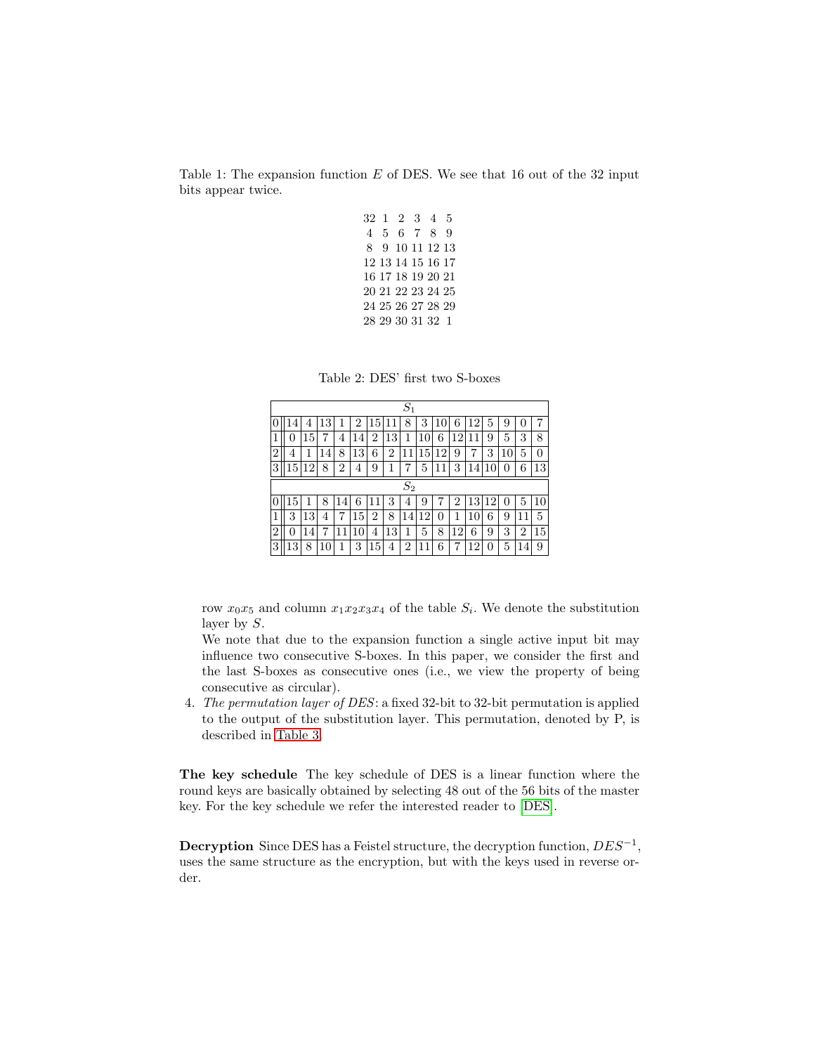Table 1: The expansion function $E$ of DES. We see that 16 out of the 32 input bits appear twice.

| | | | | | |
|---|---|---|---|---|---|
| 32 | 1 | 2 | 3 | 4 | 5 |
| 4 | 5 | 6 | 7 | 8 | 9 |
| 8 | 9 | 10 | 11 | 12 | 13 |
| 12 | 13 | 14 | 15 | 16 | 17 |
| 16 | 17 | 18 | 19 | 20 | 21 |
| 20 | 21 | 22 | 23 | 24 | 25 |
| 24 | 25 | 26 | 27 | 28 | 29 |
| 28 | 29 | 30 | 31 | 32 | 1 |

Table 2: DES' first two S-boxes

| $S_1$ | | | | | | | | | | | | | | | | |
|---|---|---|---|---|---|---|---|---|---|---|---|---|---|---|---|---|
| 0 | 14 | 4 | 13 | 1 | 2 | 15 | 11 | 8 | 3 | 10 | 6 | 12 | 5 | 9 | 0 | 7 |
| 1 | 0 | 15 | 7 | 4 | 14 | 2 | 13 | 1 | 10 | 6 | 12 | 11 | 9 | 5 | 3 | 8 |
| 2 | 4 | 1 | 14 | 8 | 13 | 6 | 2 | 11 | 15 | 12 | 9 | 7 | 3 | 10 | 5 | 0 |
| 3 | 15 | 12 | 8 | 2 | 4 | 9 | 1 | 7 | 5 | 11 | 3 | 14 | 10 | 0 | 6 | 13 |

| $S_2$ | | | | | | | | | | | | | | | | |
|---|---|---|---|---|---|---|---|---|---|---|---|---|---|---|---|---|
| 0 | 15 | 1 | 8 | 14 | 6 | 11 | 3 | 4 | 9 | 7 | 2 | 13 | 12 | 0 | 5 | 10 |
| 1 | 3 | 13 | 4 | 7 | 15 | 2 | 8 | 14 | 12 | 0 | 1 | 10 | 6 | 9 | 11 | 5 |
| 2 | 0 | 14 | 7 | 11 | 10 | 4 | 13 | 1 | 5 | 8 | 12 | 6 | 9 | 3 | 2 | 15 |
| 3 | 13 | 8 | 10 | 1 | 3 | 15 | 4 | 2 | 11 | 6 | 7 | 12 | 0 | 5 | 14 | 9 |

row $x_0x_5$ and column $x_1x_2x_3x_4$ of the table $S_i$. We denote the substitution layer by $S$.

We note that due to the expansion function a single active input bit may influence two consecutive S-boxes. In this paper, we consider the first and the last S-boxes as consecutive ones (i.e., we view the property of being consecutive as circular).

4. *The permutation layer of DES*: a fixed 32-bit to 32-bit permutation is applied to the output of the substitution layer. This permutation, denoted by P, is described in Table 3.

**The key schedule** The key schedule of DES is a linear function where the round keys are basically obtained by selecting 48 out of the 56 bits of the master key. For the key schedule we refer the interested reader to [DES].

**Decryption** Since DES has a Feistel structure, the decryption function, $DES^{-1}$, uses the same structure as the encryption, but with the keys used in reverse order.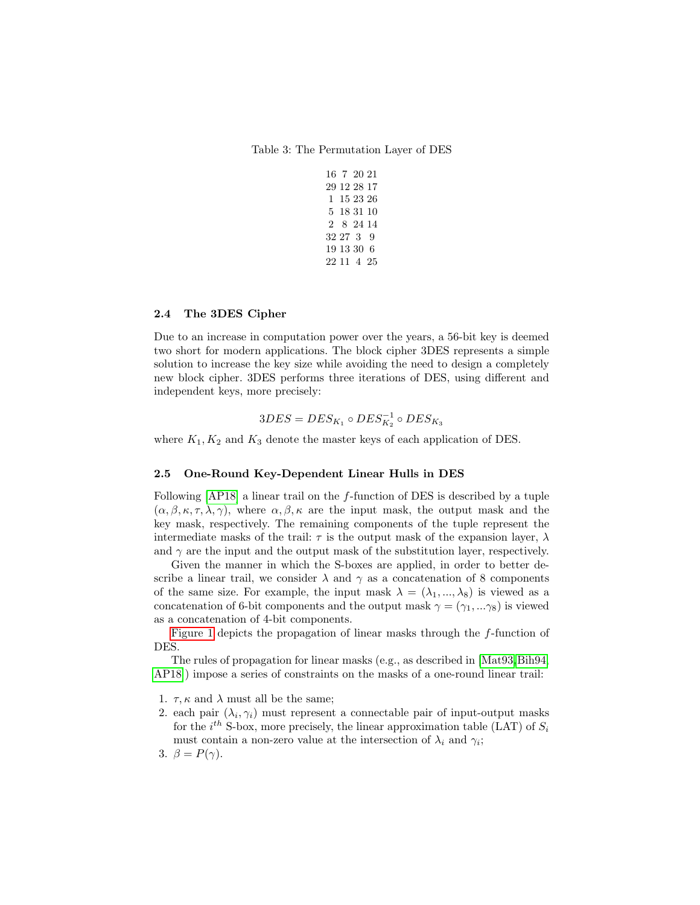Table 3: The Permutation Layer of DES

| | | | |
|---|---|---|---|
| 16 | 7 | 20 | 21 |
| 29 | 12 | 28 | 17 |
| 1 | 15 | 23 | 26 |
| 5 | 18 | 31 | 10 |
| 2 | 8 | 24 | 14 |
| 32 | 27 | 3 | 9 |
| 19 | 13 | 30 | 6 |
| 22 | 11 | 4 | 25 |

### 2.4 The 3DES Cipher

Due to an increase in computation power over the years, a 56-bit key is deemed two short for modern applications. The block cipher 3DES represents a simple solution to increase the key size while avoiding the need to design a completely new block cipher. 3DES performs three iterations of DES, using different and independent keys, more precisely:

$$3DES = DES_{K_1} \circ DES_{K_2}^{-1} \circ DES_{K_3}$$

where $K_1, K_2$ and $K_3$ denote the master keys of each application of DES.

### 2.5 One-Round Key-Dependent Linear Hulls in DES

Following [AP18] a linear trail on the $f$-function of DES is described by a tuple $(\alpha, \beta, \kappa, \tau, \lambda, \gamma)$, where $\alpha, \beta, \kappa$ are the input mask, the output mask and the key mask, respectively. The remaining components of the tuple represent the intermediate masks of the trail: $\tau$ is the output mask of the expansion layer, $\lambda$ and $\gamma$ are the input and the output mask of the substitution layer, respectively.

Given the manner in which the S-boxes are applied, in order to better describe a linear trail, we consider $\lambda$ and $\gamma$ as a concatenation of 8 components of the same size. For example, the input mask $\lambda = (\lambda_1, ..., \lambda_8)$ is viewed as a concatenation of 6-bit components and the output mask $\gamma = (\gamma_1, ...\gamma_8)$ is viewed as a concatenation of 4-bit components.

Figure 1 depicts the propagation of linear masks through the $f$-function of DES.

The rules of propagation for linear masks (e.g., as described in [Mat93,Bih94, AP18]) impose a series of constraints on the masks of a one-round linear trail:

1. $\tau, \kappa$ and $\lambda$ must all be the same;
2. each pair $(\lambda_i, \gamma_i)$ must represent a connectable pair of input-output masks for the $i^{th}$ S-box, more precisely, the linear approximation table (LAT) of $S_i$ must contain a non-zero value at the intersection of $\lambda_i$ and $\gamma_i$;
3. $\beta = P(\gamma)$.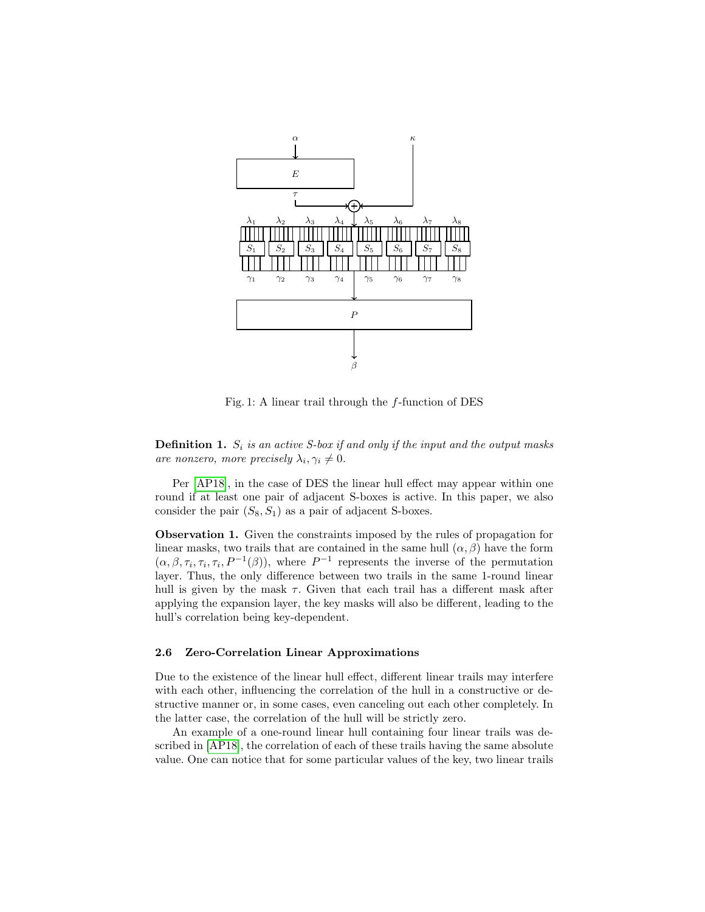Fig. 1: A linear trail through the $f$-function of DES

**Definition 1.** *$S_i$ is an active S-box if and only if the input and the output masks are nonzero, more precisely $\lambda_i, \gamma_i \neq 0$.*

Per [AP18], in the case of DES the linear hull effect may appear within one round if at least one pair of adjacent S-boxes is active. In this paper, we also consider the pair $(S_8, S_1)$ as a pair of adjacent S-boxes.

**Observation 1.** Given the constraints imposed by the rules of propagation for linear masks, two trails that are contained in the same hull $(\alpha, \beta)$ have the form $(\alpha, \beta, \tau_i, \tau_i, \tau_i, P^{-1}(\beta))$, where $P^{-1}$ represents the inverse of the permutation layer. Thus, the only difference between two trails in the same 1-round linear hull is given by the mask $\tau$. Given that each trail has a different mask after applying the expansion layer, the key masks will also be different, leading to the hull's correlation being key-dependent.

### 2.6 Zero-Correlation Linear Approximations

Due to the existence of the linear hull effect, different linear trails may interfere with each other, influencing the correlation of the hull in a constructive or destructive manner or, in some cases, even canceling out each other completely. In the latter case, the correlation of the hull will be strictly zero.

An example of a one-round linear hull containing four linear trails was described in [AP18], the correlation of each of these trails having the same absolute value. One can notice that for some particular values of the key, two linear trails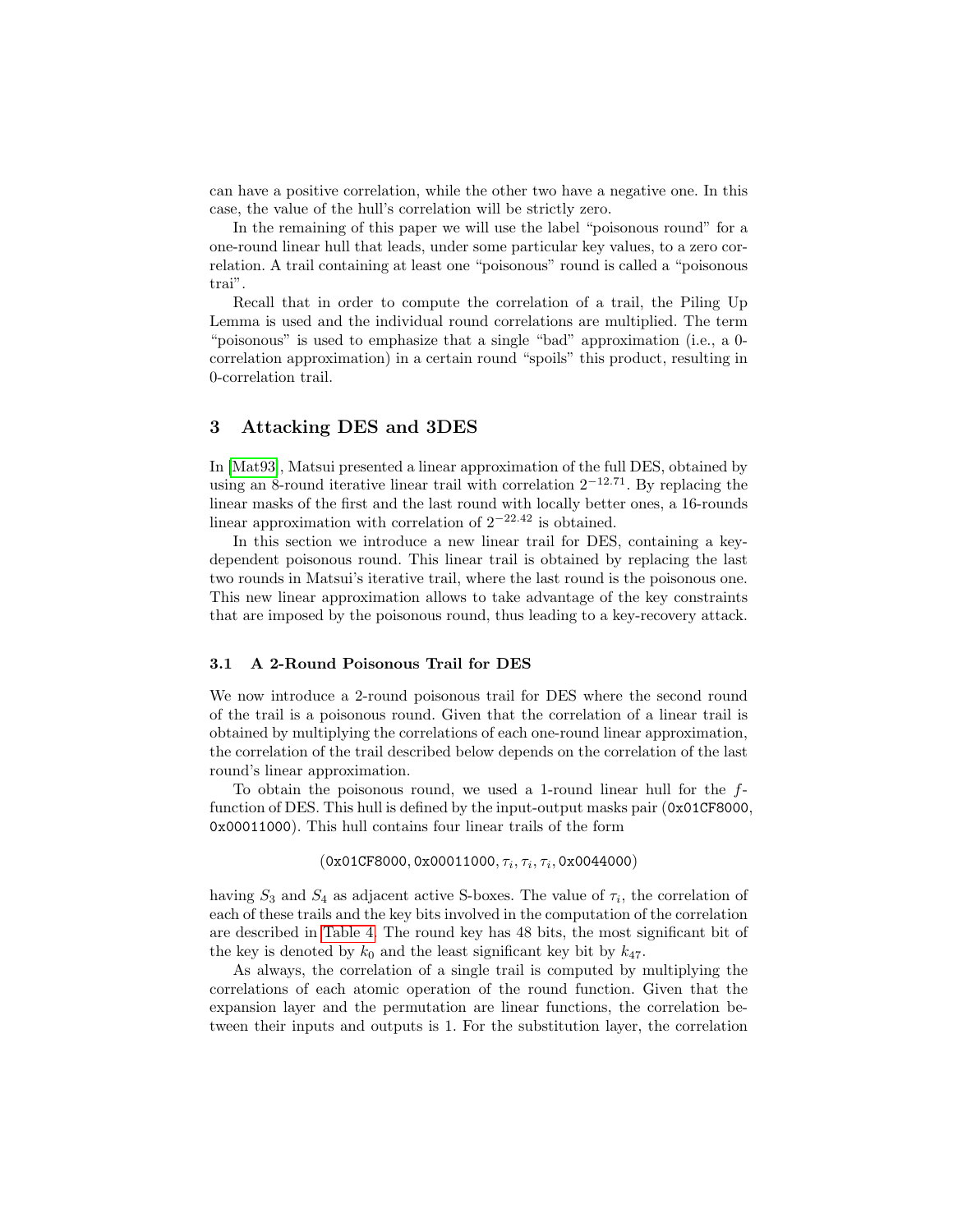can have a positive correlation, while the other two have a negative one. In this case, the value of the hull's correlation will be strictly zero.

In the remaining of this paper we will use the label "poisonous round" for a one-round linear hull that leads, under some particular key values, to a zero correlation. A trail containing at least one "poisonous" round is called a "poisonous trai".

Recall that in order to compute the correlation of a trail, the Piling Up Lemma is used and the individual round correlations are multiplied. The term "poisonous" is used to emphasize that a single "bad" approximation (i.e., a 0-correlation approximation) in a certain round "spoils" this product, resulting in 0-correlation trail.

## 3 Attacking DES and 3DES

In [Mat93], Matsui presented a linear approximation of the full DES, obtained by using an 8-round iterative linear trail with correlation $2^{-12.71}$. By replacing the linear masks of the first and the last round with locally better ones, a 16-rounds linear approximation with correlation of $2^{-22.42}$ is obtained.

In this section we introduce a new linear trail for DES, containing a key-dependent poisonous round. This linear trail is obtained by replacing the last two rounds in Matsui's iterative trail, where the last round is the poisonous one. This new linear approximation allows to take advantage of the key constraints that are imposed by the poisonous round, thus leading to a key-recovery attack.

### 3.1 A 2-Round Poisonous Trail for DES

We now introduce a 2-round poisonous trail for DES where the second round of the trail is a poisonous round. Given that the correlation of a linear trail is obtained by multiplying the correlations of each one-round linear approximation, the correlation of the trail described below depends on the correlation of the last round's linear approximation.

To obtain the poisonous round, we used a 1-round linear hull for the $f$-function of DES. This hull is defined by the input-output masks pair (`0x01CF8000`, `0x00011000`). This hull contains four linear trails of the form

$$(\texttt{0x01CF8000}, \texttt{0x00011000}, \tau_i, \tau_i, \tau_i, \texttt{0x0044000})$$

having $S_3$ and $S_4$ as adjacent active S-boxes. The value of $\tau_i$, the correlation of each of these trails and the key bits involved in the computation of the correlation are described in Table 4. The round key has 48 bits, the most significant bit of the key is denoted by $k_0$ and the least significant key bit by $k_{47}$.

As always, the correlation of a single trail is computed by multiplying the correlations of each atomic operation of the round function. Given that the expansion layer and the permutation are linear functions, the correlation between their inputs and outputs is 1. For the substitution layer, the correlation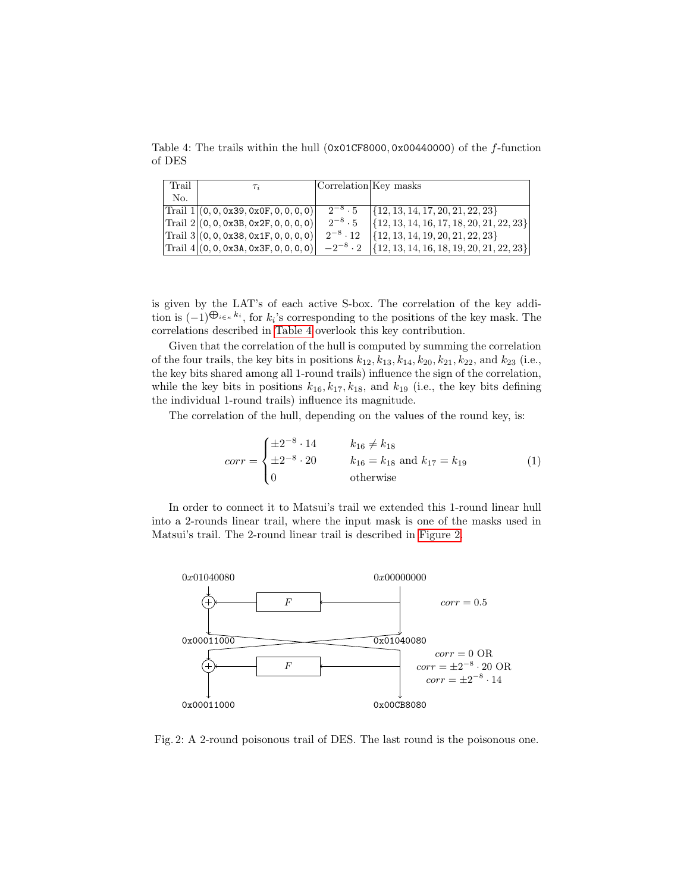Table 4: The trails within the hull (0x01CF8000, 0x00440000) of the $f$-function of DES

| Trail No. | $\tau_i$ | Correlation | Key masks |
|---|---|---|---|
| Trail 1 | (0, 0, 0x39, 0x0F, 0, 0, 0, 0) | $2^{-8} \cdot 5$ | $\{12, 13, 14, 17, 20, 21, 22, 23\}$ |
| Trail 2 | (0, 0, 0x3B, 0x2F, 0, 0, 0, 0) | $2^{-8} \cdot 5$ | $\{12, 13, 14, 16, 17, 18, 20, 21, 22, 23\}$ |
| Trail 3 | (0, 0, 0x38, 0x1F, 0, 0, 0, 0) | $2^{-8} \cdot 12$ | $\{12, 13, 14, 19, 20, 21, 22, 23\}$ |
| Trail 4 | (0, 0, 0x3A, 0x3F, 0, 0, 0, 0) | $-2^{-8} \cdot 2$ | $\{12, 13, 14, 16, 18, 19, 20, 21, 22, 23\}$ |

is given by the LAT's of each active S-box. The correlation of the key addition is $(-1)^{\bigoplus_{i \in \kappa} k_i}$, for $k_i$'s corresponding to the positions of the key mask. The correlations described in Table 4 overlook this key contribution.

Given that the correlation of the hull is computed by summing the correlation of the four trails, the key bits in positions $k_{12}, k_{13}, k_{14}, k_{20}, k_{21}, k_{22}$, and $k_{23}$ (i.e., the key bits shared among all 1-round trails) influence the sign of the correlation, while the key bits in positions $k_{16}, k_{17}, k_{18}$, and $k_{19}$ (i.e., the key bits defining the individual 1-round trails) influence its magnitude.

The correlation of the hull, depending on the values of the round key, is:

$$corr = \begin{cases} \pm 2^{-8} \cdot 14 & k_{16} \neq k_{18} \\ \pm 2^{-8} \cdot 20 & k_{16} = k_{18} \text{ and } k_{17} = k_{19} \\ 0 & \text{otherwise} \end{cases} \tag{1}$$

In order to connect it to Matsui's trail we extended this 1-round linear hull into a 2-rounds linear trail, where the input mask is one of the masks used in Matsui's trail. The 2-round linear trail is described in Figure 2.

Fig. 2: A 2-round poisonous trail of DES. The last round is the poisonous one.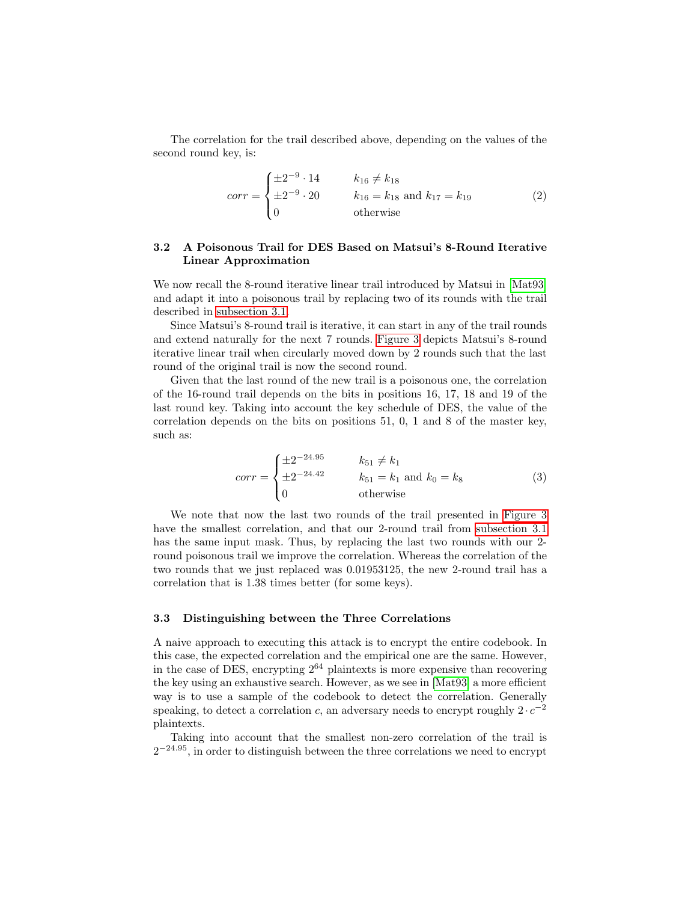The correlation for the trail described above, depending on the values of the second round key, is:

$$corr = \begin{cases} \pm 2^{-9} \cdot 14 & k_{16} \neq k_{18} \\ \pm 2^{-9} \cdot 20 & k_{16} = k_{18} \text{ and } k_{17} = k_{19} \\ 0 & \text{otherwise} \end{cases} \tag{2}$$

### 3.2 A Poisonous Trail for DES Based on Matsui's 8-Round Iterative Linear Approximation

We now recall the 8-round iterative linear trail introduced by Matsui in [Mat93] and adapt it into a poisonous trail by replacing two of its rounds with the trail described in subsection 3.1.

Since Matsui's 8-round trail is iterative, it can start in any of the trail rounds and extend naturally for the next 7 rounds. Figure 3 depicts Matsui's 8-round iterative linear trail when circularly moved down by 2 rounds such that the last round of the original trail is now the second round.

Given that the last round of the new trail is a poisonous one, the correlation of the 16-round trail depends on the bits in positions 16, 17, 18 and 19 of the last round key. Taking into account the key schedule of DES, the value of the correlation depends on the bits on positions 51, 0, 1 and 8 of the master key, such as:

$$corr = \begin{cases} \pm 2^{-24.95} & k_{51} \neq k_{1} \\ \pm 2^{-24.42} & k_{51} = k_{1} \text{ and } k_{0} = k_{8} \\ 0 & \text{otherwise} \end{cases} \tag{3}$$

We note that now the last two rounds of the trail presented in Figure 3 have the smallest correlation, and that our 2-round trail from subsection 3.1 has the same input mask. Thus, by replacing the last two rounds with our 2-round poisonous trail we improve the correlation. Whereas the correlation of the two rounds that we just replaced was 0.01953125, the new 2-round trail has a correlation that is 1.38 times better (for some keys).

### 3.3 Distinguishing between the Three Correlations

A naive approach to executing this attack is to encrypt the entire codebook. In this case, the expected correlation and the empirical one are the same. However, in the case of DES, encrypting $2^{64}$ plaintexts is more expensive than recovering the key using an exhaustive search. However, as we see in [Mat93] a more efficient way is to use a sample of the codebook to detect the correlation. Generally speaking, to detect a correlation $c$, an adversary needs to encrypt roughly $2 \cdot c^{-2}$ plaintexts.

Taking into account that the smallest non-zero correlation of the trail is $2^{-24.95}$, in order to distinguish between the three correlations we need to encrypt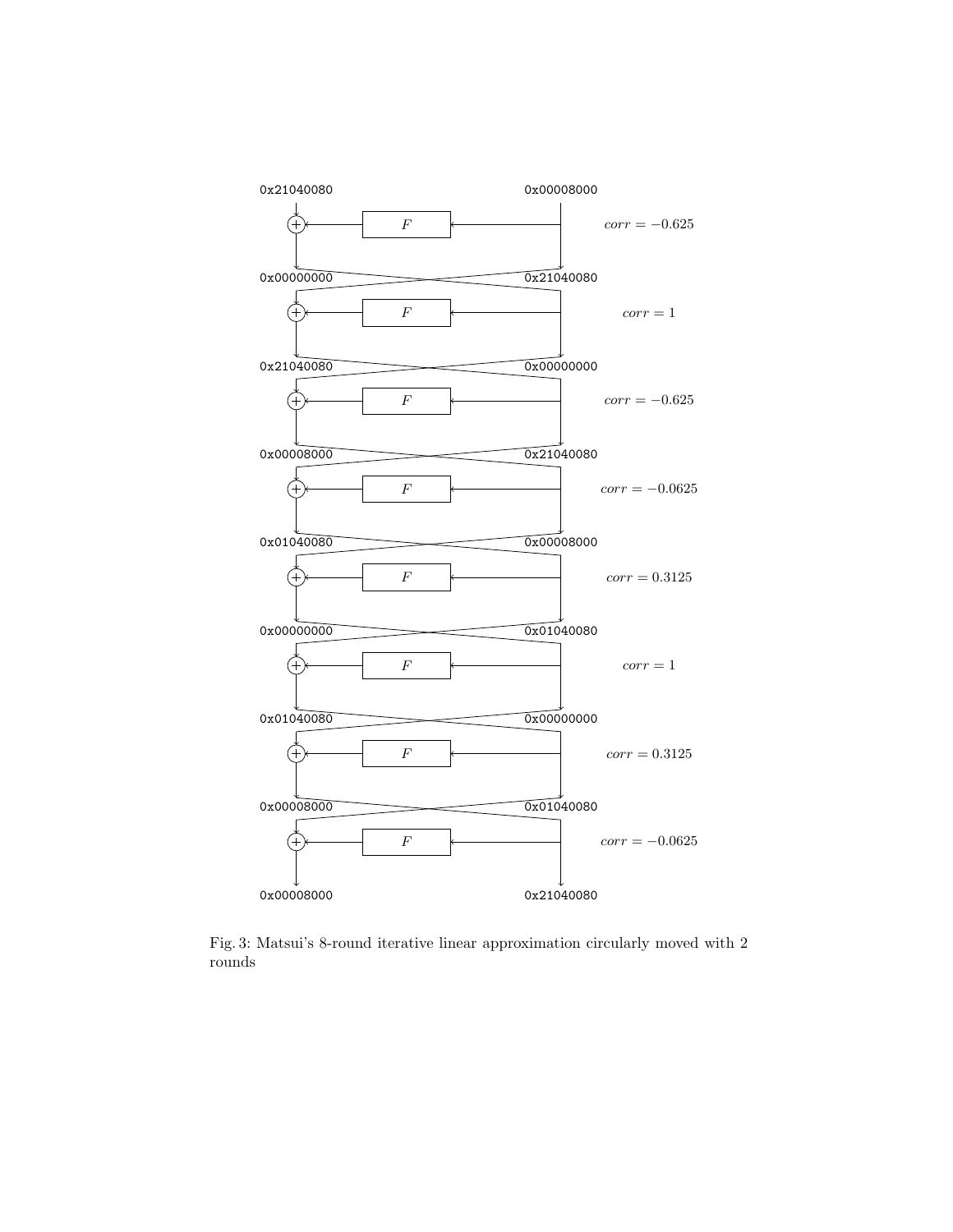0x21040080 0x00008000

$corr = -0.625$

0x00000000 0x21040080

$corr = 1$

0x21040080 0x00000000

$corr = -0.625$

0x00008000 0x21040080

$corr = -0.0625$

0x01040080 0x00008000

$corr = 0.3125$

0x00000000 0x01040080

$corr = 1$

0x01040080 0x00000000

$corr = 0.3125$

0x00008000 0x01040080

$corr = -0.0625$

0x00008000 0x21040080

Fig. 3: Matsui's 8-round iterative linear approximation circularly moved with 2 rounds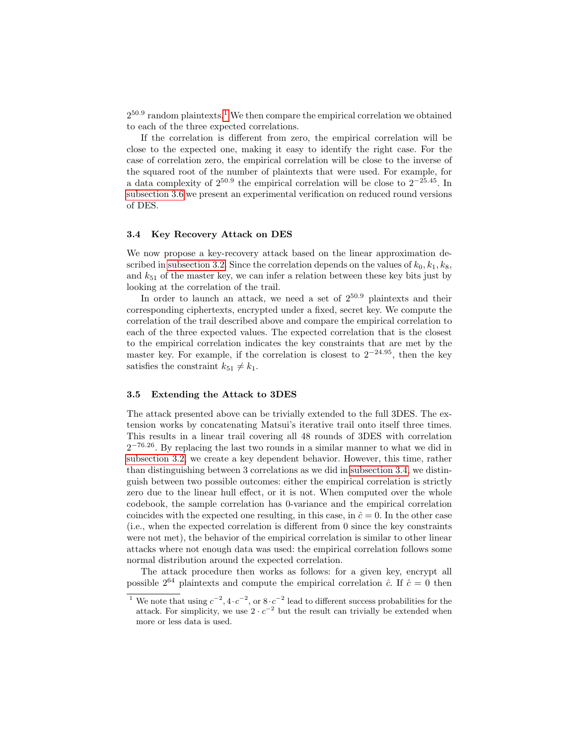$2^{50.9}$ random plaintexts.[1] We then compare the empirical correlation we obtained to each of the three expected correlations.

If the correlation is different from zero, the empirical correlation will be close to the expected one, making it easy to identify the right case. For the case of correlation zero, the empirical correlation will be close to the inverse of the squared root of the number of plaintexts that were used. For example, for a data complexity of $2^{50.9}$ the empirical correlation will be close to $2^{-25.45}$. In subsection 3.6 we present an experimental verification on reduced round versions of DES.

### 3.4 Key Recovery Attack on DES

We now propose a key-recovery attack based on the linear approximation described in subsection 3.2. Since the correlation depends on the values of $k_0, k_1, k_8$, and $k_{51}$ of the master key, we can infer a relation between these key bits just by looking at the correlation of the trail.

In order to launch an attack, we need a set of $2^{50.9}$ plaintexts and their corresponding ciphertexts, encrypted under a fixed, secret key. We compute the correlation of the trail described above and compare the empirical correlation to each of the three expected values. The expected correlation that is the closest to the empirical correlation indicates the key constraints that are met by the master key. For example, if the correlation is closest to $2^{-24.95}$, then the key satisfies the constraint $k_{51} \neq k_1$.

### 3.5 Extending the Attack to 3DES

The attack presented above can be trivially extended to the full 3DES. The extension works by concatenating Matsui's iterative trail onto itself three times. This results in a linear trail covering all 48 rounds of 3DES with correlation $2^{-76.26}$. By replacing the last two rounds in a similar manner to what we did in subsection 3.2, we create a key dependent behavior. However, this time, rather than distinguishing between 3 correlations as we did in subsection 3.4, we distinguish between two possible outcomes: either the empirical correlation is strictly zero due to the linear hull effect, or it is not. When computed over the whole codebook, the sample correlation has 0-variance and the empirical correlation coincides with the expected one resulting, in this case, in $\hat{c} = 0$. In the other case (i.e., when the expected correlation is different from 0 since the key constraints were not met), the behavior of the empirical correlation is similar to other linear attacks where not enough data was used: the empirical correlation follows some normal distribution around the expected correlation.

The attack procedure then works as follows: for a given key, encrypt all possible $2^{64}$ plaintexts and compute the empirical correlation $\hat{c}$. If $\hat{c} = 0$ then

[1] We note that using $c^{-2}, 4 \cdot c^{-2}$, or $8 \cdot c^{-2}$ lead to different success probabilities for the attack. For simplicity, we use $2 \cdot c^{-2}$ but the result can trivially be extended when more or less data is used.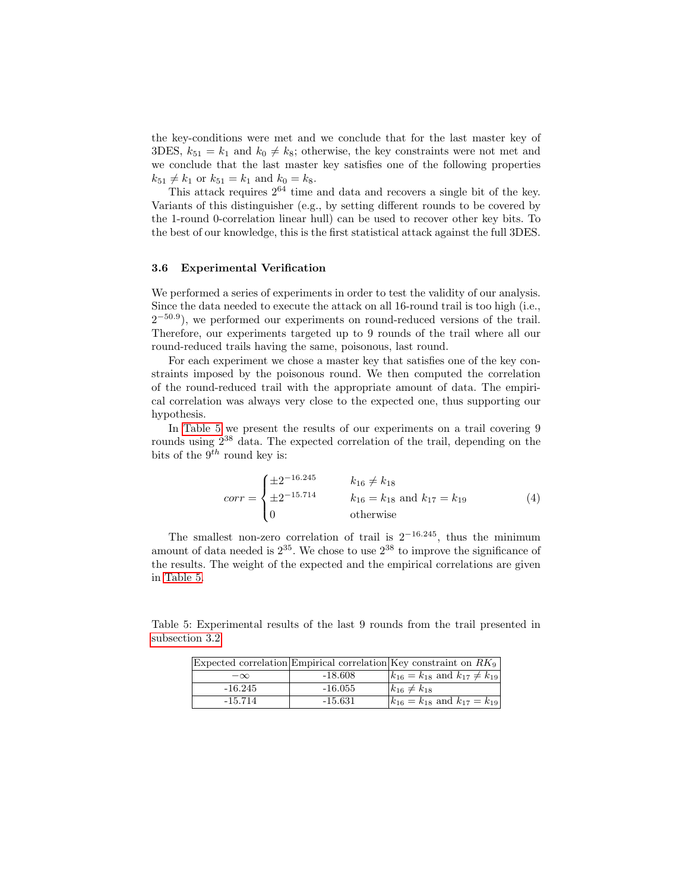the key-conditions were met and we conclude that for the last master key of 3DES, $k_{51} = k_1$ and $k_0 \neq k_8$; otherwise, the key constraints were not met and we conclude that the last master key satisfies one of the following properties $k_{51} \neq k_1$ or $k_{51} = k_1$ and $k_0 = k_8$.

This attack requires $2^{64}$ time and data and recovers a single bit of the key. Variants of this distinguisher (e.g., by setting different rounds to be covered by the 1-round 0-correlation linear hull) can be used to recover other key bits. To the best of our knowledge, this is the first statistical attack against the full 3DES.

### 3.6 Experimental Verification

We performed a series of experiments in order to test the validity of our analysis. Since the data needed to execute the attack on all 16-round trail is too high (i.e., $2^{-50.9}$), we performed our experiments on round-reduced versions of the trail. Therefore, our experiments targeted up to 9 rounds of the trail where all our round-reduced trails having the same, poisonous, last round.

For each experiment we chose a master key that satisfies one of the key constraints imposed by the poisonous round. We then computed the correlation of the round-reduced trail with the appropriate amount of data. The empirical correlation was always very close to the expected one, thus supporting our hypothesis.

In Table 5 we present the results of our experiments on a trail covering 9 rounds using $2^{38}$ data. The expected correlation of the trail, depending on the bits of the $9^{th}$ round key is:

$$corr = \begin{cases} \pm 2^{-16.245} & k_{16} \neq k_{18} \\ \pm 2^{-15.714} & k_{16} = k_{18} \text{ and } k_{17} = k_{19} \\ 0 & \text{otherwise} \end{cases} \tag{4}$$

The smallest non-zero correlation of trail is $2^{-16.245}$, thus the minimum amount of data needed is $2^{35}$. We chose to use $2^{38}$ to improve the significance of the results. The weight of the expected and the empirical correlations are given in Table 5.

Table 5: Experimental results of the last 9 rounds from the trail presented in subsection 3.2

| Expected correlation | Empirical correlation | Key constraint on $RK_9$ |
|---|---|---|
| $-\infty$ | -18.608 | $k_{16} = k_{18}$ and $k_{17} \neq k_{19}$ |
| -16.245 | -16.055 | $k_{16} \neq k_{18}$ |
| -15.714 | -15.631 | $k_{16} = k_{18}$ and $k_{17} = k_{19}$ |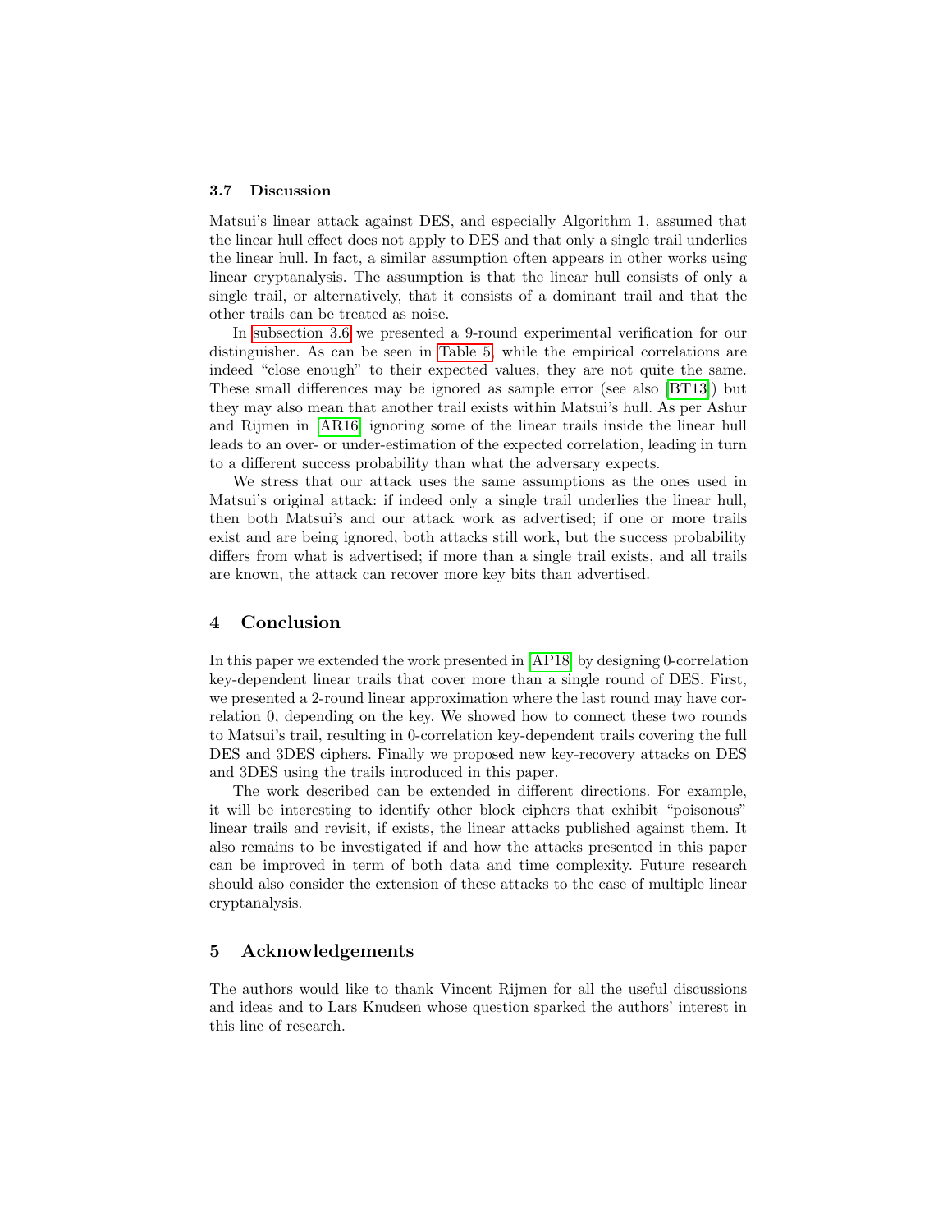### 3.7 Discussion

Matsui's linear attack against DES, and especially Algorithm 1, assumed that the linear hull effect does not apply to DES and that only a single trail underlies the linear hull. In fact, a similar assumption often appears in other works using linear cryptanalysis. The assumption is that the linear hull consists of only a single trail, or alternatively, that it consists of a dominant trail and that the other trails can be treated as noise.

In subsection 3.6 we presented a 9-round experimental verification for our distinguisher. As can be seen in Table 5, while the empirical correlations are indeed "close enough" to their expected values, they are not quite the same. These small differences may be ignored as sample error (see also [BT13]) but they may also mean that another trail exists within Matsui's hull. As per Ashur and Rijmen in [AR16] ignoring some of the linear trails inside the linear hull leads to an over- or under-estimation of the expected correlation, leading in turn to a different success probability than what the adversary expects.

We stress that our attack uses the same assumptions as the ones used in Matsui's original attack: if indeed only a single trail underlies the linear hull, then both Matsui's and our attack work as advertised; if one or more trails exist and are being ignored, both attacks still work, but the success probability differs from what is advertised; if more than a single trail exists, and all trails are known, the attack can recover more key bits than advertised.

## 4 Conclusion

In this paper we extended the work presented in [AP18] by designing 0-correlation key-dependent linear trails that cover more than a single round of DES. First, we presented a 2-round linear approximation where the last round may have correlation 0, depending on the key. We showed how to connect these two rounds to Matsui's trail, resulting in 0-correlation key-dependent trails covering the full DES and 3DES ciphers. Finally we proposed new key-recovery attacks on DES and 3DES using the trails introduced in this paper.

The work described can be extended in different directions. For example, it will be interesting to identify other block ciphers that exhibit "poisonous" linear trails and revisit, if exists, the linear attacks published against them. It also remains to be investigated if and how the attacks presented in this paper can be improved in term of both data and time complexity. Future research should also consider the extension of these attacks to the case of multiple linear cryptanalysis.

## 5 Acknowledgements

The authors would like to thank Vincent Rijmen for all the useful discussions and ideas and to Lars Knudsen whose question sparked the authors' interest in this line of research.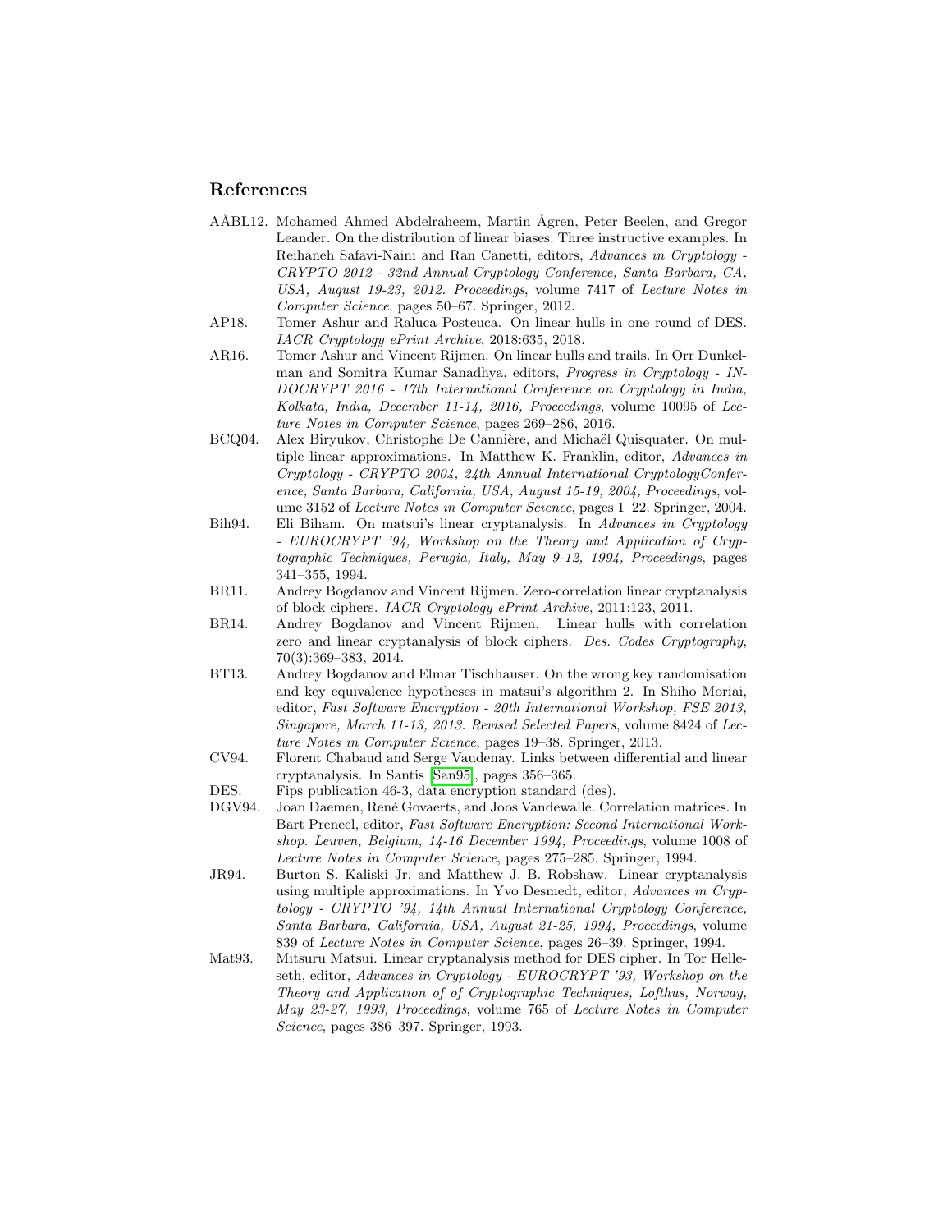## References

- AÅBL12. Mohamed Ahmed Abdelraheem, Martin Ågren, Peter Beelen, and Gregor Leander. On the distribution of linear biases: Three instructive examples. In Reihaneh Safavi-Naini and Ran Canetti, editors, *Advances in Cryptology - CRYPTO 2012 - 32nd Annual Cryptology Conference, Santa Barbara, CA, USA, August 19-23, 2012. Proceedings*, volume 7417 of *Lecture Notes in Computer Science*, pages 50–67. Springer, 2012.
- AP18. Tomer Ashur and Raluca Posteuca. On linear hulls in one round of DES. *IACR Cryptology ePrint Archive*, 2018:635, 2018.
- AR16. Tomer Ashur and Vincent Rijmen. On linear hulls and trails. In Orr Dunkelman and Somitra Kumar Sanadhya, editors, *Progress in Cryptology - INDOCRYPT 2016 - 17th International Conference on Cryptology in India, Kolkata, India, December 11-14, 2016, Proceedings*, volume 10095 of *Lecture Notes in Computer Science*, pages 269–286, 2016.
- BCQ04. Alex Biryukov, Christophe De Cannière, and Michaël Quisquater. On multiple linear approximations. In Matthew K. Franklin, editor, *Advances in Cryptology - CRYPTO 2004, 24th Annual International CryptologyConference, Santa Barbara, California, USA, August 15-19, 2004, Proceedings*, volume 3152 of *Lecture Notes in Computer Science*, pages 1–22. Springer, 2004.
- Bih94. Eli Biham. On matsui's linear cryptanalysis. In *Advances in Cryptology - EUROCRYPT '94, Workshop on the Theory and Application of Cryptographic Techniques, Perugia, Italy, May 9-12, 1994, Proceedings*, pages 341–355, 1994.
- BR11. Andrey Bogdanov and Vincent Rijmen. Zero-correlation linear cryptanalysis of block ciphers. *IACR Cryptology ePrint Archive*, 2011:123, 2011.
- BR14. Andrey Bogdanov and Vincent Rijmen. Linear hulls with correlation zero and linear cryptanalysis of block ciphers. *Des. Codes Cryptography*, 70(3):369–383, 2014.
- BT13. Andrey Bogdanov and Elmar Tischhauser. On the wrong key randomisation and key equivalence hypotheses in matsui's algorithm 2. In Shiho Moriai, editor, *Fast Software Encryption - 20th International Workshop, FSE 2013, Singapore, March 11-13, 2013. Revised Selected Papers*, volume 8424 of *Lecture Notes in Computer Science*, pages 19–38. Springer, 2013.
- CV94. Florent Chabaud and Serge Vaudenay. Links between differential and linear cryptanalysis. In Santis [San95], pages 356–365.
- DES. Fips publication 46-3, data encryption standard (des).
- DGV94. Joan Daemen, René Govaerts, and Joos Vandewalle. Correlation matrices. In Bart Preneel, editor, *Fast Software Encryption: Second International Workshop. Leuven, Belgium, 14-16 December 1994, Proceedings*, volume 1008 of *Lecture Notes in Computer Science*, pages 275–285. Springer, 1994.
- JR94. Burton S. Kaliski Jr. and Matthew J. B. Robshaw. Linear cryptanalysis using multiple approximations. In Yvo Desmedt, editor, *Advances in Cryptology - CRYPTO '94, 14th Annual International Cryptology Conference, Santa Barbara, California, USA, August 21-25, 1994, Proceedings*, volume 839 of *Lecture Notes in Computer Science*, pages 26–39. Springer, 1994.
- Mat93. Mitsuru Matsui. Linear cryptanalysis method for DES cipher. In Tor Helleseth, editor, *Advances in Cryptology - EUROCRYPT '93, Workshop on the Theory and Application of of Cryptographic Techniques, Lofthus, Norway, May 23-27, 1993, Proceedings*, volume 765 of *Lecture Notes in Computer Science*, pages 386–397. Springer, 1993.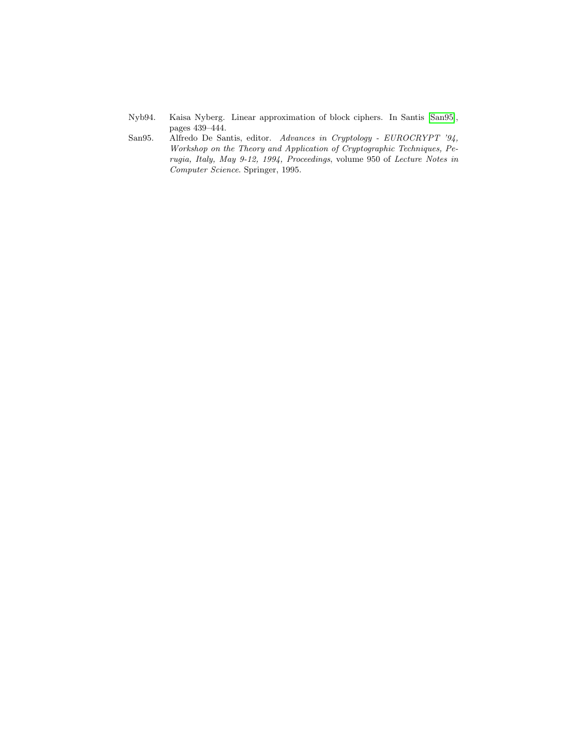Nyb94. Kaisa Nyberg. Linear approximation of block ciphers. In Santis [San95], pages 439–444.

San95. Alfredo De Santis, editor. *Advances in Cryptology - EUROCRYPT '94, Workshop on the Theory and Application of Cryptographic Techniques, Perugia, Italy, May 9-12, 1994, Proceedings*, volume 950 of *Lecture Notes in Computer Science*. Springer, 1995.